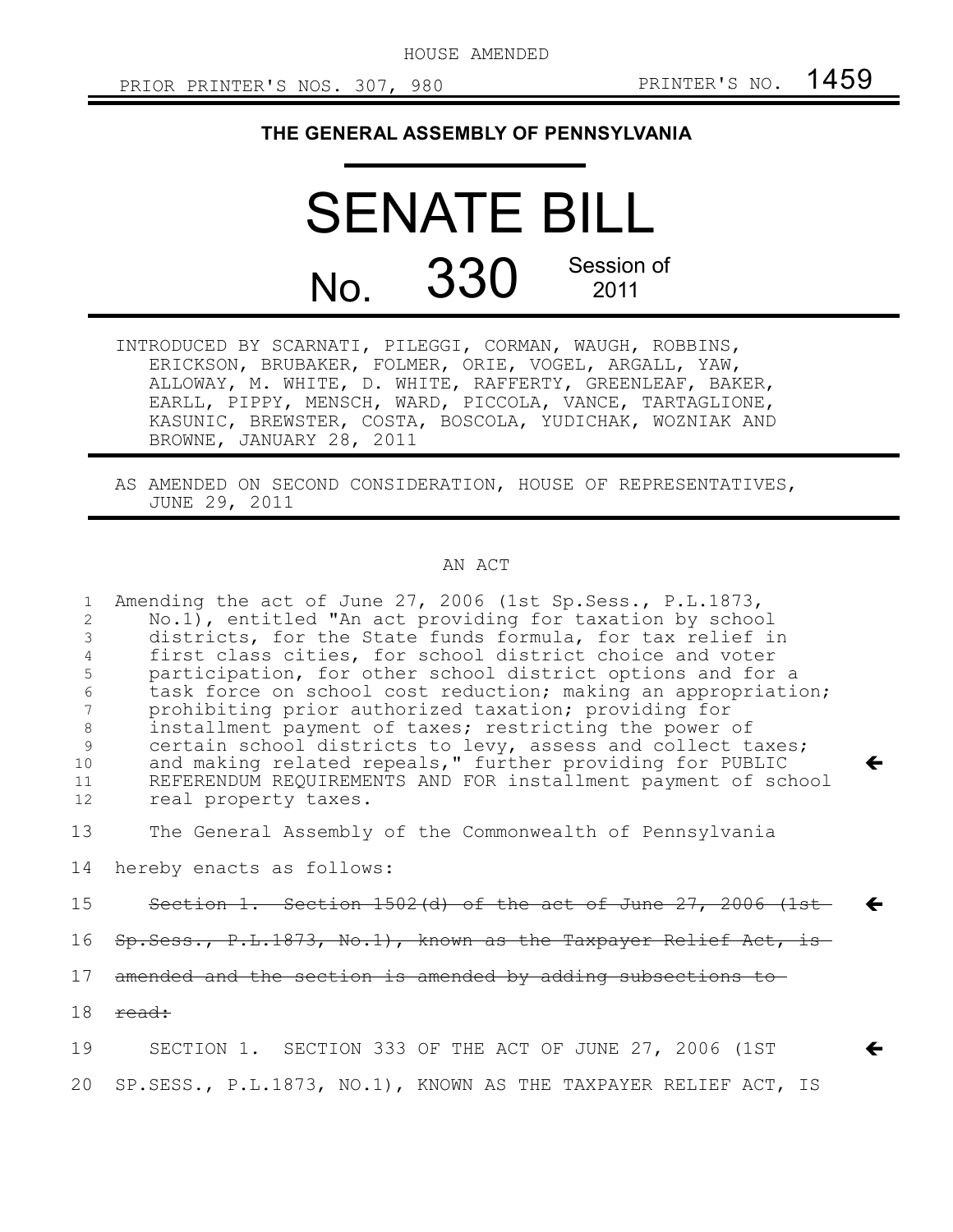HOUSE AMENDED

PRIOR PRINTER'S NOS. 307, 980 PRINTER'S NO. 1459

# THE GENERAL ASSEMBLY OF PENNSYLVANIA

# SENATE BILL

## No. 330 Session of 2011

INTRODUCED BY SCARNATI, PILEGGI, CORMAN, WAUGH, ROBBINS, ERICKSON, BRUBAKER, FOLMER, ORIE, VOGEL, ARGALL, YAW, ALLOWAY, M. WHITE, D. WHITE, RAFFERTY, GREENLEAF, BAKER, EARLL, PIPPY, MENSCH, WARD, PICCOLA, VANCE, TARTAGLIONE, KASUNIC, BREWSTER, COSTA, BOSCOLA, YUDICHAK, WOZNIAK AND BROWNE, JANUARY 28, 2011

AS AMENDED ON SECOND CONSIDERATION, HOUSE OF REPRESENTATIVES, JUNE 29, 2011

AN ACT

1 Amending the act of June 27, 2006 (1st Sp.Sess., P.L.1873,
2 No.1), entitled "An act providing for taxation by school
3 districts, for the State funds formula, for tax relief in
4 first class cities, for school district choice and voter
5 participation, for other school district options and for a
6 task force on school cost reduction; making an appropriation;
7 prohibiting prior authorized taxation; providing for
8 installment payment of taxes; restricting the power of
9 certain school districts to levy, assess and collect taxes;
10 and making related repeals," further providing for PUBLIC ←
11 REFERENDUM REQUIREMENTS AND FOR installment payment of school
12 real property taxes.

13 The General Assembly of the Commonwealth of Pennsylvania
14 hereby enacts as follows:

15 ~~Section 1. Section 1502(d) of the act of June 27, 2006 (1st~~ ←
16 ~~Sp.Sess., P.L.1873, No.1), known as the Taxpayer Relief Act, is~~
17 ~~amended and the section is amended by adding subsections to~~
18 ~~read:~~

19 SECTION 1. SECTION 333 OF THE ACT OF JUNE 27, 2006 (1ST ←
20 SP.SESS., P.L.1873, NO.1), KNOWN AS THE TAXPAYER RELIEF ACT, IS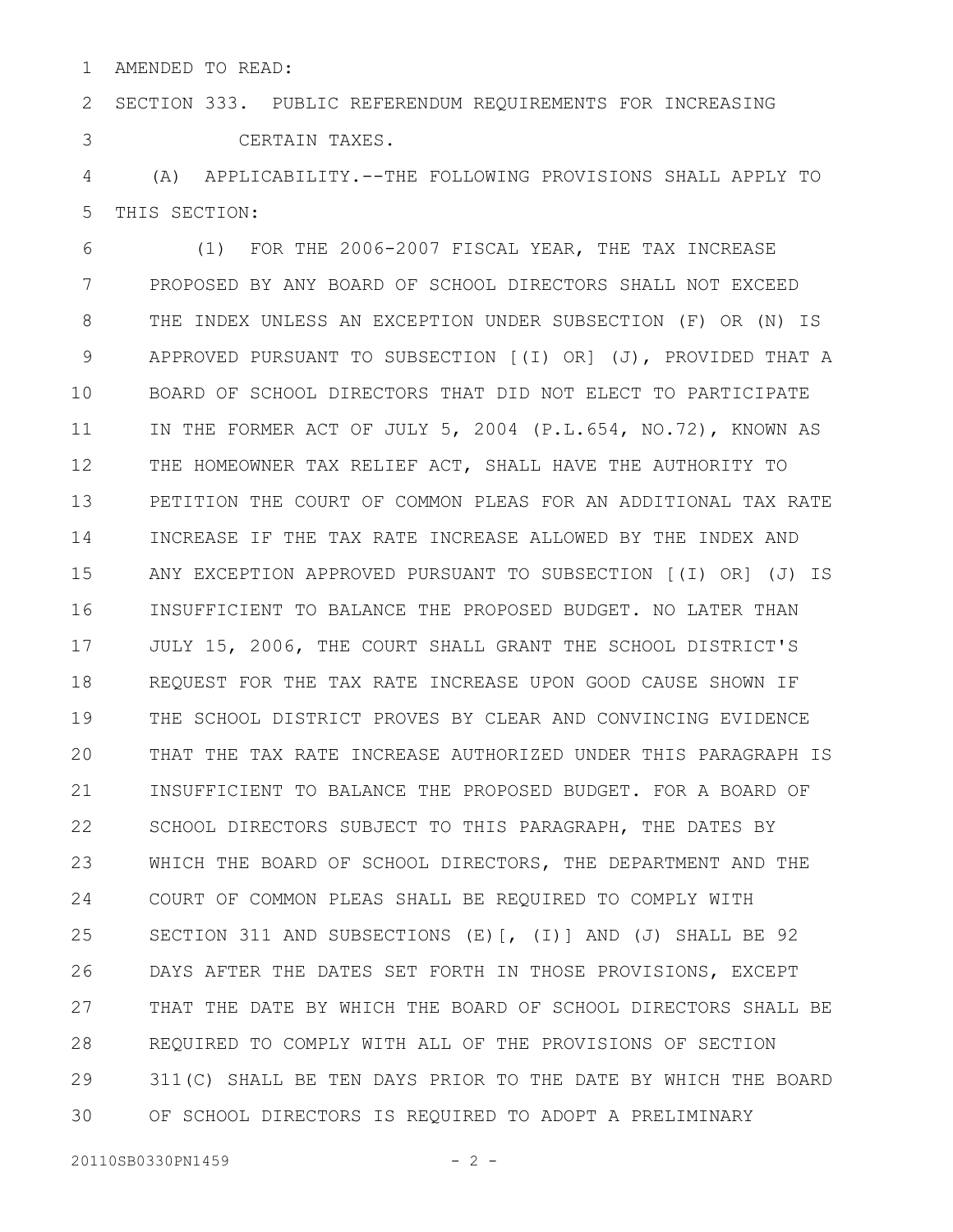AMENDED TO READ:

SECTION 333. PUBLIC REFERENDUM REQUIREMENTS FOR INCREASING CERTAIN TAXES.

(A) APPLICABILITY.--THE FOLLOWING PROVISIONS SHALL APPLY TO THIS SECTION:

(1) FOR THE 2006-2007 FISCAL YEAR, THE TAX INCREASE PROPOSED BY ANY BOARD OF SCHOOL DIRECTORS SHALL NOT EXCEED THE INDEX UNLESS AN EXCEPTION UNDER SUBSECTION (F) OR (N) IS APPROVED PURSUANT TO SUBSECTION [(I) OR] (J), PROVIDED THAT A BOARD OF SCHOOL DIRECTORS THAT DID NOT ELECT TO PARTICIPATE IN THE FORMER ACT OF JULY 5, 2004 (P.L.654, NO.72), KNOWN AS THE HOMEOWNER TAX RELIEF ACT, SHALL HAVE THE AUTHORITY TO PETITION THE COURT OF COMMON PLEAS FOR AN ADDITIONAL TAX RATE INCREASE IF THE TAX RATE INCREASE ALLOWED BY THE INDEX AND ANY EXCEPTION APPROVED PURSUANT TO SUBSECTION [(I) OR] (J) IS INSUFFICIENT TO BALANCE THE PROPOSED BUDGET. NO LATER THAN JULY 15, 2006, THE COURT SHALL GRANT THE SCHOOL DISTRICT'S REQUEST FOR THE TAX RATE INCREASE UPON GOOD CAUSE SHOWN IF THE SCHOOL DISTRICT PROVES BY CLEAR AND CONVINCING EVIDENCE THAT THE TAX RATE INCREASE AUTHORIZED UNDER THIS PARAGRAPH IS INSUFFICIENT TO BALANCE THE PROPOSED BUDGET. FOR A BOARD OF SCHOOL DIRECTORS SUBJECT TO THIS PARAGRAPH, THE DATES BY WHICH THE BOARD OF SCHOOL DIRECTORS, THE DEPARTMENT AND THE COURT OF COMMON PLEAS SHALL BE REQUIRED TO COMPLY WITH SECTION 311 AND SUBSECTIONS (E)[, (I)] AND (J) SHALL BE 92 DAYS AFTER THE DATES SET FORTH IN THOSE PROVISIONS, EXCEPT THAT THE DATE BY WHICH THE BOARD OF SCHOOL DIRECTORS SHALL BE REQUIRED TO COMPLY WITH ALL OF THE PROVISIONS OF SECTION 311(C) SHALL BE TEN DAYS PRIOR TO THE DATE BY WHICH THE BOARD OF SCHOOL DIRECTORS IS REQUIRED TO ADOPT A PRELIMINARY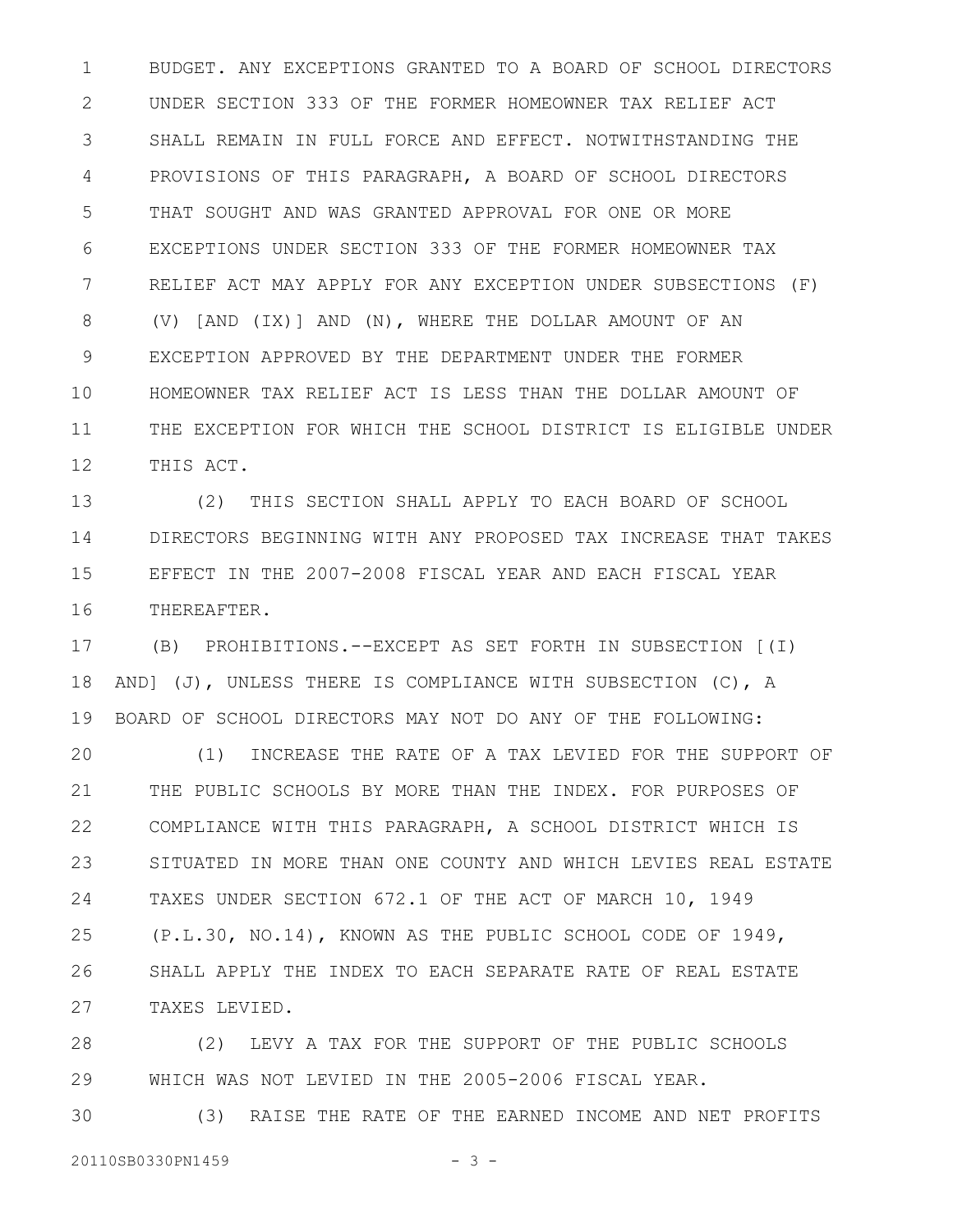BUDGET. ANY EXCEPTIONS GRANTED TO A BOARD OF SCHOOL DIRECTORS UNDER SECTION 333 OF THE FORMER HOMEOWNER TAX RELIEF ACT SHALL REMAIN IN FULL FORCE AND EFFECT. NOTWITHSTANDING THE PROVISIONS OF THIS PARAGRAPH, A BOARD OF SCHOOL DIRECTORS THAT SOUGHT AND WAS GRANTED APPROVAL FOR ONE OR MORE EXCEPTIONS UNDER SECTION 333 OF THE FORMER HOMEOWNER TAX RELIEF ACT MAY APPLY FOR ANY EXCEPTION UNDER SUBSECTIONS (F)(V) [AND (IX)] AND (N), WHERE THE DOLLAR AMOUNT OF AN EXCEPTION APPROVED BY THE DEPARTMENT UNDER THE FORMER HOMEOWNER TAX RELIEF ACT IS LESS THAN THE DOLLAR AMOUNT OF THE EXCEPTION FOR WHICH THE SCHOOL DISTRICT IS ELIGIBLE UNDER THIS ACT.

(2) THIS SECTION SHALL APPLY TO EACH BOARD OF SCHOOL DIRECTORS BEGINNING WITH ANY PROPOSED TAX INCREASE THAT TAKES EFFECT IN THE 2007-2008 FISCAL YEAR AND EACH FISCAL YEAR THEREAFTER.

(B) PROHIBITIONS.--EXCEPT AS SET FORTH IN SUBSECTION [(I) AND] (J), UNLESS THERE IS COMPLIANCE WITH SUBSECTION (C), A BOARD OF SCHOOL DIRECTORS MAY NOT DO ANY OF THE FOLLOWING:

(1) INCREASE THE RATE OF A TAX LEVIED FOR THE SUPPORT OF THE PUBLIC SCHOOLS BY MORE THAN THE INDEX. FOR PURPOSES OF COMPLIANCE WITH THIS PARAGRAPH, A SCHOOL DISTRICT WHICH IS SITUATED IN MORE THAN ONE COUNTY AND WHICH LEVIES REAL ESTATE TAXES UNDER SECTION 672.1 OF THE ACT OF MARCH 10, 1949 (P.L.30, NO.14), KNOWN AS THE PUBLIC SCHOOL CODE OF 1949, SHALL APPLY THE INDEX TO EACH SEPARATE RATE OF REAL ESTATE TAXES LEVIED.

(2) LEVY A TAX FOR THE SUPPORT OF THE PUBLIC SCHOOLS WHICH WAS NOT LEVIED IN THE 2005-2006 FISCAL YEAR.

(3) RAISE THE RATE OF THE EARNED INCOME AND NET PROFITS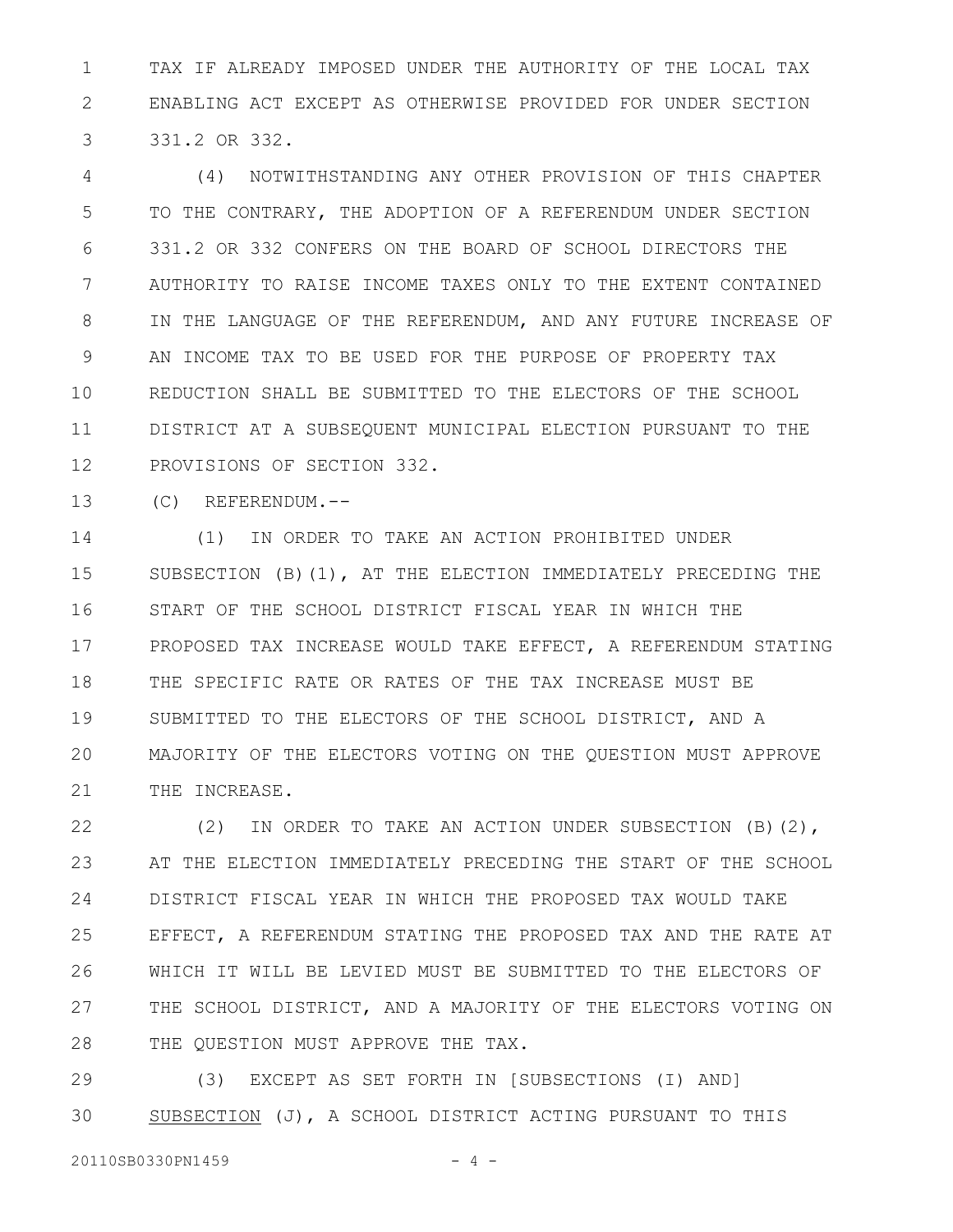TAX IF ALREADY IMPOSED UNDER THE AUTHORITY OF THE LOCAL TAX ENABLING ACT EXCEPT AS OTHERWISE PROVIDED FOR UNDER SECTION 331.2 OR 332.

(4) NOTWITHSTANDING ANY OTHER PROVISION OF THIS CHAPTER TO THE CONTRARY, THE ADOPTION OF A REFERENDUM UNDER SECTION 331.2 OR 332 CONFERS ON THE BOARD OF SCHOOL DIRECTORS THE AUTHORITY TO RAISE INCOME TAXES ONLY TO THE EXTENT CONTAINED IN THE LANGUAGE OF THE REFERENDUM, AND ANY FUTURE INCREASE OF AN INCOME TAX TO BE USED FOR THE PURPOSE OF PROPERTY TAX REDUCTION SHALL BE SUBMITTED TO THE ELECTORS OF THE SCHOOL DISTRICT AT A SUBSEQUENT MUNICIPAL ELECTION PURSUANT TO THE PROVISIONS OF SECTION 332.

(C) REFERENDUM.--

(1) IN ORDER TO TAKE AN ACTION PROHIBITED UNDER SUBSECTION (B)(1), AT THE ELECTION IMMEDIATELY PRECEDING THE START OF THE SCHOOL DISTRICT FISCAL YEAR IN WHICH THE PROPOSED TAX INCREASE WOULD TAKE EFFECT, A REFERENDUM STATING THE SPECIFIC RATE OR RATES OF THE TAX INCREASE MUST BE SUBMITTED TO THE ELECTORS OF THE SCHOOL DISTRICT, AND A MAJORITY OF THE ELECTORS VOTING ON THE QUESTION MUST APPROVE THE INCREASE.

(2) IN ORDER TO TAKE AN ACTION UNDER SUBSECTION (B)(2), AT THE ELECTION IMMEDIATELY PRECEDING THE START OF THE SCHOOL DISTRICT FISCAL YEAR IN WHICH THE PROPOSED TAX WOULD TAKE EFFECT, A REFERENDUM STATING THE PROPOSED TAX AND THE RATE AT WHICH IT WILL BE LEVIED MUST BE SUBMITTED TO THE ELECTORS OF THE SCHOOL DISTRICT, AND A MAJORITY OF THE ELECTORS VOTING ON THE QUESTION MUST APPROVE THE TAX.

(3) EXCEPT AS SET FORTH IN [SUBSECTIONS (I) AND] SUBSECTION (J), A SCHOOL DISTRICT ACTING PURSUANT TO THIS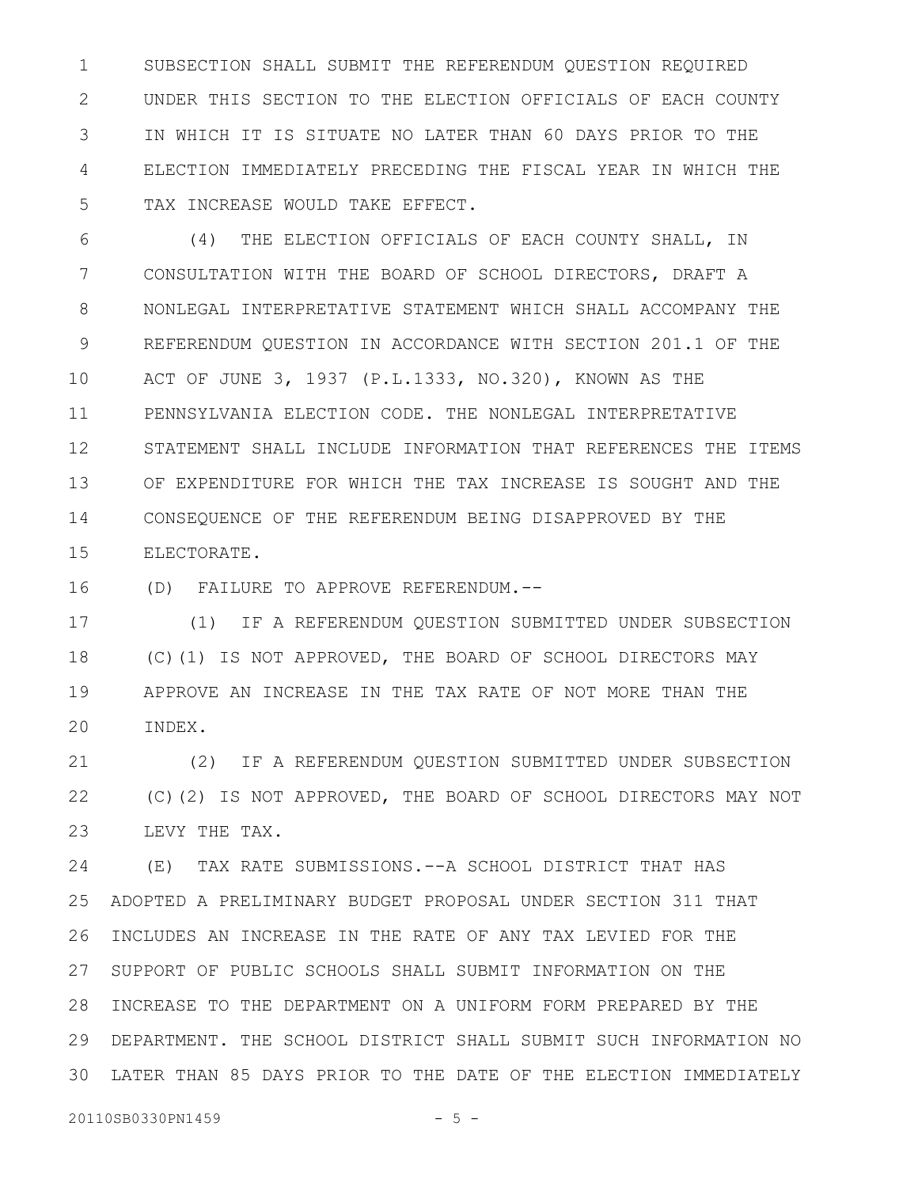SUBSECTION SHALL SUBMIT THE REFERENDUM QUESTION REQUIRED UNDER THIS SECTION TO THE ELECTION OFFICIALS OF EACH COUNTY IN WHICH IT IS SITUATE NO LATER THAN 60 DAYS PRIOR TO THE ELECTION IMMEDIATELY PRECEDING THE FISCAL YEAR IN WHICH THE TAX INCREASE WOULD TAKE EFFECT.

(4) THE ELECTION OFFICIALS OF EACH COUNTY SHALL, IN CONSULTATION WITH THE BOARD OF SCHOOL DIRECTORS, DRAFT A NONLEGAL INTERPRETATIVE STATEMENT WHICH SHALL ACCOMPANY THE REFERENDUM QUESTION IN ACCORDANCE WITH SECTION 201.1 OF THE ACT OF JUNE 3, 1937 (P.L.1333, NO.320), KNOWN AS THE PENNSYLVANIA ELECTION CODE. THE NONLEGAL INTERPRETATIVE STATEMENT SHALL INCLUDE INFORMATION THAT REFERENCES THE ITEMS OF EXPENDITURE FOR WHICH THE TAX INCREASE IS SOUGHT AND THE CONSEQUENCE OF THE REFERENDUM BEING DISAPPROVED BY THE ELECTORATE.

(D) FAILURE TO APPROVE REFERENDUM.--

(1) IF A REFERENDUM QUESTION SUBMITTED UNDER SUBSECTION (C)(1) IS NOT APPROVED, THE BOARD OF SCHOOL DIRECTORS MAY APPROVE AN INCREASE IN THE TAX RATE OF NOT MORE THAN THE INDEX.

(2) IF A REFERENDUM QUESTION SUBMITTED UNDER SUBSECTION (C)(2) IS NOT APPROVED, THE BOARD OF SCHOOL DIRECTORS MAY NOT LEVY THE TAX.

(E) TAX RATE SUBMISSIONS.--A SCHOOL DISTRICT THAT HAS ADOPTED A PRELIMINARY BUDGET PROPOSAL UNDER SECTION 311 THAT INCLUDES AN INCREASE IN THE RATE OF ANY TAX LEVIED FOR THE SUPPORT OF PUBLIC SCHOOLS SHALL SUBMIT INFORMATION ON THE INCREASE TO THE DEPARTMENT ON A UNIFORM FORM PREPARED BY THE DEPARTMENT. THE SCHOOL DISTRICT SHALL SUBMIT SUCH INFORMATION NO LATER THAN 85 DAYS PRIOR TO THE DATE OF THE ELECTION IMMEDIATELY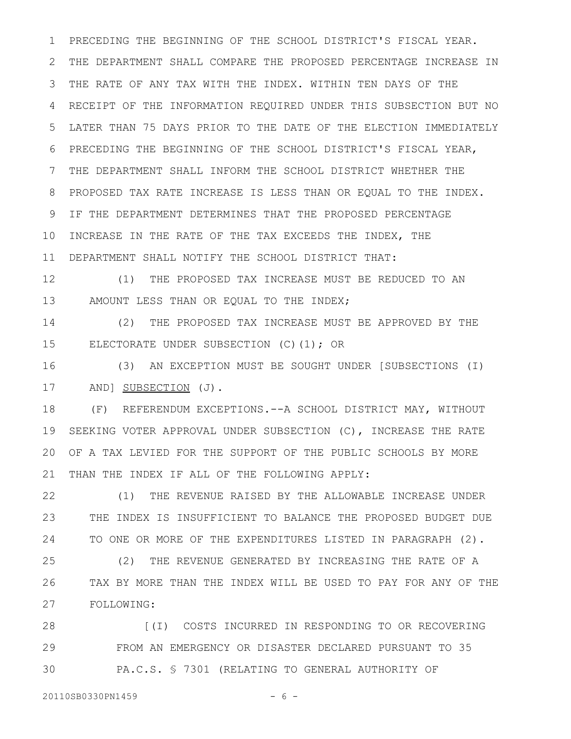PRECEDING THE BEGINNING OF THE SCHOOL DISTRICT'S FISCAL YEAR. THE DEPARTMENT SHALL COMPARE THE PROPOSED PERCENTAGE INCREASE IN THE RATE OF ANY TAX WITH THE INDEX. WITHIN TEN DAYS OF THE RECEIPT OF THE INFORMATION REQUIRED UNDER THIS SUBSECTION BUT NO LATER THAN 75 DAYS PRIOR TO THE DATE OF THE ELECTION IMMEDIATELY PRECEDING THE BEGINNING OF THE SCHOOL DISTRICT'S FISCAL YEAR, THE DEPARTMENT SHALL INFORM THE SCHOOL DISTRICT WHETHER THE PROPOSED TAX RATE INCREASE IS LESS THAN OR EQUAL TO THE INDEX. IF THE DEPARTMENT DETERMINES THAT THE PROPOSED PERCENTAGE INCREASE IN THE RATE OF THE TAX EXCEEDS THE INDEX, THE DEPARTMENT SHALL NOTIFY THE SCHOOL DISTRICT THAT:

(1) THE PROPOSED TAX INCREASE MUST BE REDUCED TO AN AMOUNT LESS THAN OR EQUAL TO THE INDEX;

(2) THE PROPOSED TAX INCREASE MUST BE APPROVED BY THE ELECTORATE UNDER SUBSECTION (C)(1); OR

(3) AN EXCEPTION MUST BE SOUGHT UNDER [SUBSECTIONS (I) AND] <u>SUBSECTION</u> (J).

(F) REFERENDUM EXCEPTIONS.--A SCHOOL DISTRICT MAY, WITHOUT SEEKING VOTER APPROVAL UNDER SUBSECTION (C), INCREASE THE RATE OF A TAX LEVIED FOR THE SUPPORT OF THE PUBLIC SCHOOLS BY MORE THAN THE INDEX IF ALL OF THE FOLLOWING APPLY:

(1) THE REVENUE RAISED BY THE ALLOWABLE INCREASE UNDER THE INDEX IS INSUFFICIENT TO BALANCE THE PROPOSED BUDGET DUE TO ONE OR MORE OF THE EXPENDITURES LISTED IN PARAGRAPH (2).

(2) THE REVENUE GENERATED BY INCREASING THE RATE OF A TAX BY MORE THAN THE INDEX WILL BE USED TO PAY FOR ANY OF THE FOLLOWING:

[(I) COSTS INCURRED IN RESPONDING TO OR RECOVERING FROM AN EMERGENCY OR DISASTER DECLARED PURSUANT TO 35 PA.C.S. § 7301 (RELATING TO GENERAL AUTHORITY OF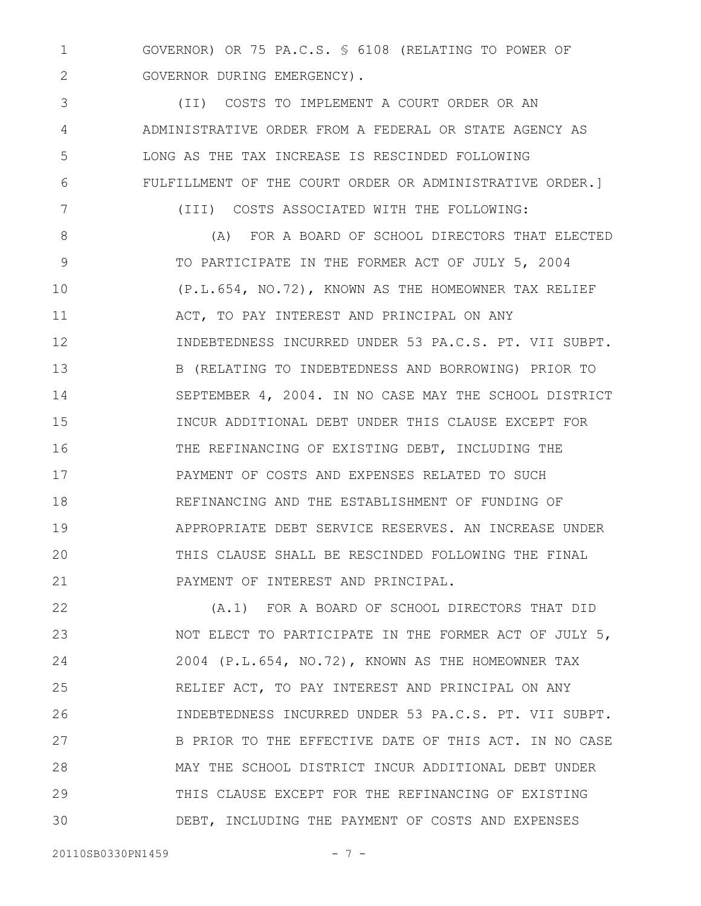GOVERNOR) OR 75 PA.C.S. § 6108 (RELATING TO POWER OF GOVERNOR DURING EMERGENCY).

(II) COSTS TO IMPLEMENT A COURT ORDER OR AN ADMINISTRATIVE ORDER FROM A FEDERAL OR STATE AGENCY AS LONG AS THE TAX INCREASE IS RESCINDED FOLLOWING FULFILLMENT OF THE COURT ORDER OR ADMINISTRATIVE ORDER.]

(III) COSTS ASSOCIATED WITH THE FOLLOWING:

(A) FOR A BOARD OF SCHOOL DIRECTORS THAT ELECTED TO PARTICIPATE IN THE FORMER ACT OF JULY 5, 2004 (P.L.654, NO.72), KNOWN AS THE HOMEOWNER TAX RELIEF ACT, TO PAY INTEREST AND PRINCIPAL ON ANY INDEBTEDNESS INCURRED UNDER 53 PA.C.S. PT. VII SUBPT. B (RELATING TO INDEBTEDNESS AND BORROWING) PRIOR TO SEPTEMBER 4, 2004. IN NO CASE MAY THE SCHOOL DISTRICT INCUR ADDITIONAL DEBT UNDER THIS CLAUSE EXCEPT FOR THE REFINANCING OF EXISTING DEBT, INCLUDING THE PAYMENT OF COSTS AND EXPENSES RELATED TO SUCH REFINANCING AND THE ESTABLISHMENT OF FUNDING OF APPROPRIATE DEBT SERVICE RESERVES. AN INCREASE UNDER THIS CLAUSE SHALL BE RESCINDED FOLLOWING THE FINAL PAYMENT OF INTEREST AND PRINCIPAL.

(A.1) FOR A BOARD OF SCHOOL DIRECTORS THAT DID NOT ELECT TO PARTICIPATE IN THE FORMER ACT OF JULY 5, 2004 (P.L.654, NO.72), KNOWN AS THE HOMEOWNER TAX RELIEF ACT, TO PAY INTEREST AND PRINCIPAL ON ANY INDEBTEDNESS INCURRED UNDER 53 PA.C.S. PT. VII SUBPT. B PRIOR TO THE EFFECTIVE DATE OF THIS ACT. IN NO CASE MAY THE SCHOOL DISTRICT INCUR ADDITIONAL DEBT UNDER THIS CLAUSE EXCEPT FOR THE REFINANCING OF EXISTING DEBT, INCLUDING THE PAYMENT OF COSTS AND EXPENSES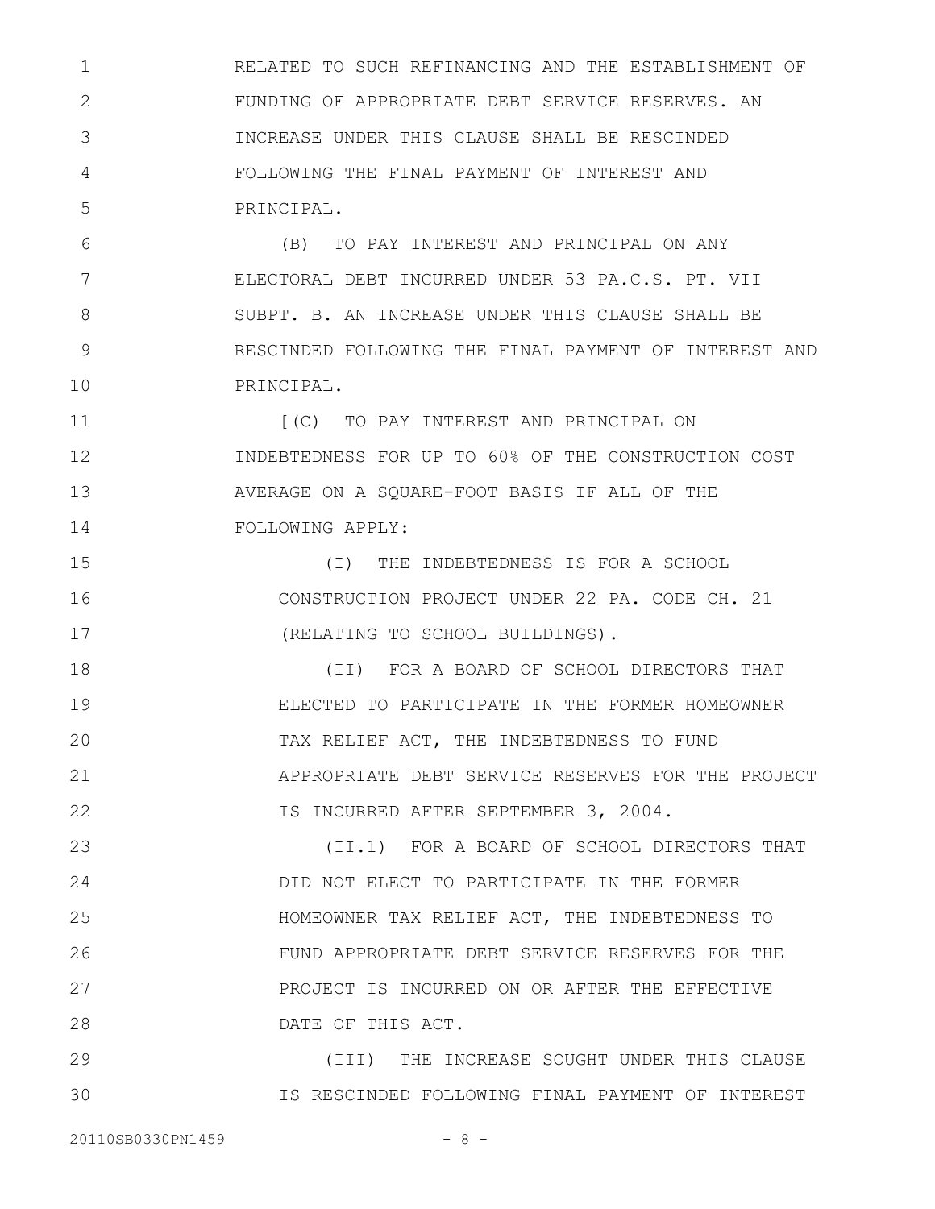RELATED TO SUCH REFINANCING AND THE ESTABLISHMENT OF FUNDING OF APPROPRIATE DEBT SERVICE RESERVES. AN INCREASE UNDER THIS CLAUSE SHALL BE RESCINDED FOLLOWING THE FINAL PAYMENT OF INTEREST AND PRINCIPAL.

(B) TO PAY INTEREST AND PRINCIPAL ON ANY ELECTORAL DEBT INCURRED UNDER 53 PA.C.S. PT. VII SUBPT. B. AN INCREASE UNDER THIS CLAUSE SHALL BE RESCINDED FOLLOWING THE FINAL PAYMENT OF INTEREST AND PRINCIPAL.

[(C) TO PAY INTEREST AND PRINCIPAL ON INDEBTEDNESS FOR UP TO 60% OF THE CONSTRUCTION COST AVERAGE ON A SQUARE-FOOT BASIS IF ALL OF THE FOLLOWING APPLY:

(I) THE INDEBTEDNESS IS FOR A SCHOOL CONSTRUCTION PROJECT UNDER 22 PA. CODE CH. 21 (RELATING TO SCHOOL BUILDINGS).

(II) FOR A BOARD OF SCHOOL DIRECTORS THAT ELECTED TO PARTICIPATE IN THE FORMER HOMEOWNER TAX RELIEF ACT, THE INDEBTEDNESS TO FUND APPROPRIATE DEBT SERVICE RESERVES FOR THE PROJECT IS INCURRED AFTER SEPTEMBER 3, 2004.

(II.1) FOR A BOARD OF SCHOOL DIRECTORS THAT DID NOT ELECT TO PARTICIPATE IN THE FORMER HOMEOWNER TAX RELIEF ACT, THE INDEBTEDNESS TO FUND APPROPRIATE DEBT SERVICE RESERVES FOR THE PROJECT IS INCURRED ON OR AFTER THE EFFECTIVE DATE OF THIS ACT.

(III) THE INCREASE SOUGHT UNDER THIS CLAUSE IS RESCINDED FOLLOWING FINAL PAYMENT OF INTEREST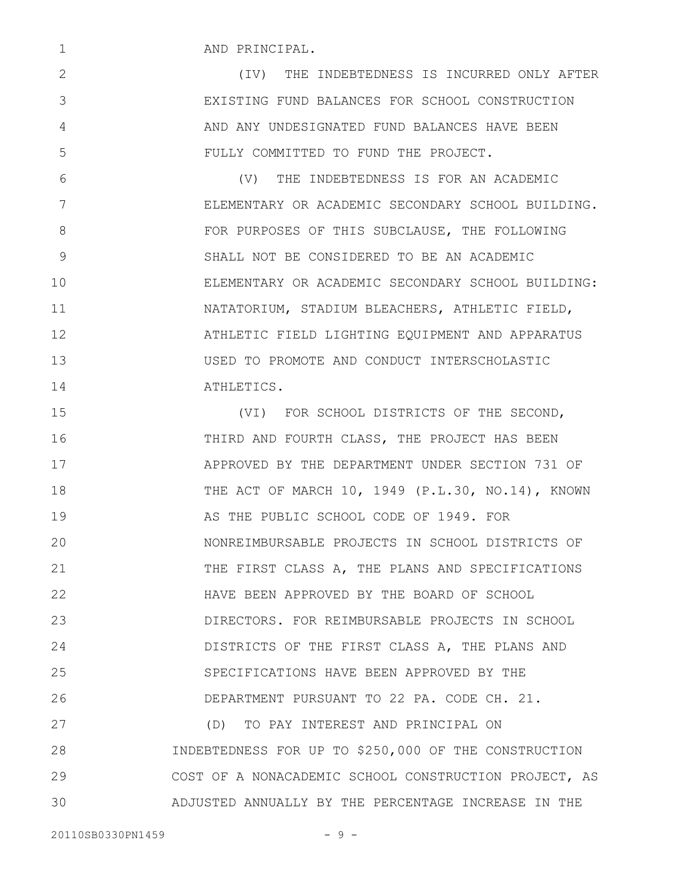AND PRINCIPAL.

(IV) THE INDEBTEDNESS IS INCURRED ONLY AFTER EXISTING FUND BALANCES FOR SCHOOL CONSTRUCTION AND ANY UNDESIGNATED FUND BALANCES HAVE BEEN FULLY COMMITTED TO FUND THE PROJECT.

(V) THE INDEBTEDNESS IS FOR AN ACADEMIC ELEMENTARY OR ACADEMIC SECONDARY SCHOOL BUILDING. FOR PURPOSES OF THIS SUBCLAUSE, THE FOLLOWING SHALL NOT BE CONSIDERED TO BE AN ACADEMIC ELEMENTARY OR ACADEMIC SECONDARY SCHOOL BUILDING: NATATORIUM, STADIUM BLEACHERS, ATHLETIC FIELD, ATHLETIC FIELD LIGHTING EQUIPMENT AND APPARATUS USED TO PROMOTE AND CONDUCT INTERSCHOLASTIC ATHLETICS.

(VI) FOR SCHOOL DISTRICTS OF THE SECOND, THIRD AND FOURTH CLASS, THE PROJECT HAS BEEN APPROVED BY THE DEPARTMENT UNDER SECTION 731 OF THE ACT OF MARCH 10, 1949 (P.L.30, NO.14), KNOWN AS THE PUBLIC SCHOOL CODE OF 1949. FOR NONREIMBURSABLE PROJECTS IN SCHOOL DISTRICTS OF THE FIRST CLASS A, THE PLANS AND SPECIFICATIONS HAVE BEEN APPROVED BY THE BOARD OF SCHOOL DIRECTORS. FOR REIMBURSABLE PROJECTS IN SCHOOL DISTRICTS OF THE FIRST CLASS A, THE PLANS AND SPECIFICATIONS HAVE BEEN APPROVED BY THE DEPARTMENT PURSUANT TO 22 PA. CODE CH. 21.

(D) TO PAY INTEREST AND PRINCIPAL ON INDEBTEDNESS FOR UP TO $250,000 OF THE CONSTRUCTION COST OF A NONACADEMIC SCHOOL CONSTRUCTION PROJECT, AS ADJUSTED ANNUALLY BY THE PERCENTAGE INCREASE IN THE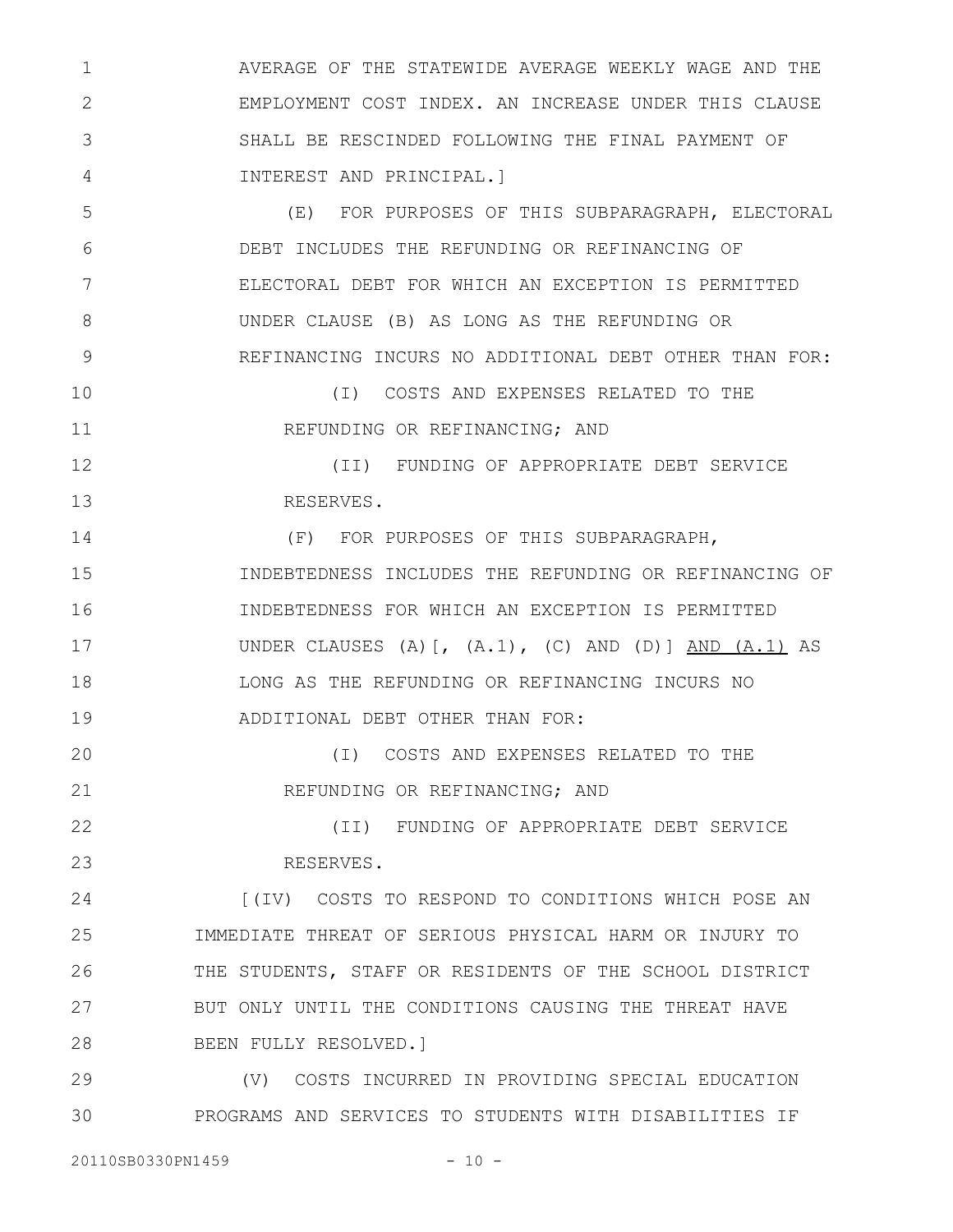AVERAGE OF THE STATEWIDE AVERAGE WEEKLY WAGE AND THE EMPLOYMENT COST INDEX. AN INCREASE UNDER THIS CLAUSE SHALL BE RESCINDED FOLLOWING THE FINAL PAYMENT OF INTEREST AND PRINCIPAL.]

(E) FOR PURPOSES OF THIS SUBPARAGRAPH, ELECTORAL DEBT INCLUDES THE REFUNDING OR REFINANCING OF ELECTORAL DEBT FOR WHICH AN EXCEPTION IS PERMITTED UNDER CLAUSE (B) AS LONG AS THE REFUNDING OR REFINANCING INCURS NO ADDITIONAL DEBT OTHER THAN FOR:

(I) COSTS AND EXPENSES RELATED TO THE REFUNDING OR REFINANCING; AND

(II) FUNDING OF APPROPRIATE DEBT SERVICE RESERVES.

(F) FOR PURPOSES OF THIS SUBPARAGRAPH, INDEBTEDNESS INCLUDES THE REFUNDING OR REFINANCING OF INDEBTEDNESS FOR WHICH AN EXCEPTION IS PERMITTED UNDER CLAUSES (A)[, (A.1), (C) AND (D)] <u>AND (A.1)</u> AS LONG AS THE REFUNDING OR REFINANCING INCURS NO ADDITIONAL DEBT OTHER THAN FOR:

(I) COSTS AND EXPENSES RELATED TO THE REFUNDING OR REFINANCING; AND

(II) FUNDING OF APPROPRIATE DEBT SERVICE RESERVES.

[(IV) COSTS TO RESPOND TO CONDITIONS WHICH POSE AN IMMEDIATE THREAT OF SERIOUS PHYSICAL HARM OR INJURY TO THE STUDENTS, STAFF OR RESIDENTS OF THE SCHOOL DISTRICT BUT ONLY UNTIL THE CONDITIONS CAUSING THE THREAT HAVE BEEN FULLY RESOLVED.]

(V) COSTS INCURRED IN PROVIDING SPECIAL EDUCATION PROGRAMS AND SERVICES TO STUDENTS WITH DISABILITIES IF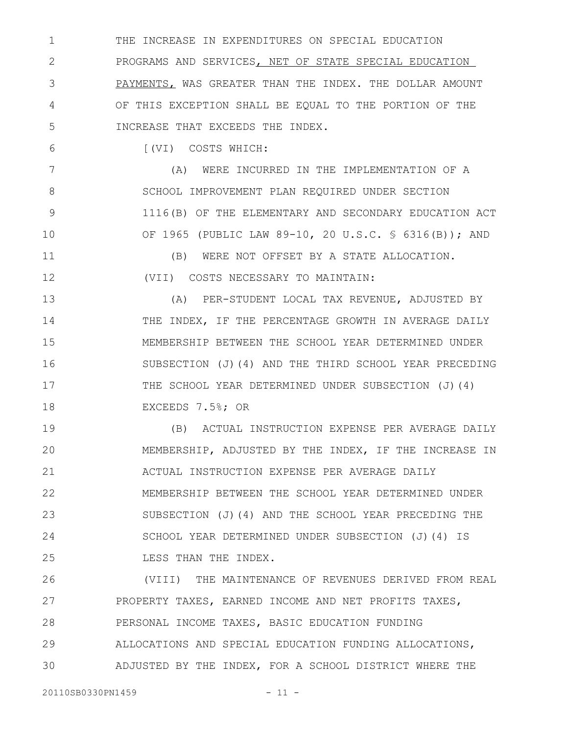THE INCREASE IN EXPENDITURES ON SPECIAL EDUCATION PROGRAMS AND SERVICES, NET OF STATE SPECIAL EDUCATION PAYMENTS, WAS GREATER THAN THE INDEX. THE DOLLAR AMOUNT OF THIS EXCEPTION SHALL BE EQUAL TO THE PORTION OF THE INCREASE THAT EXCEEDS THE INDEX.

[(VI) COSTS WHICH:

(A) WERE INCURRED IN THE IMPLEMENTATION OF A SCHOOL IMPROVEMENT PLAN REQUIRED UNDER SECTION 1116(B) OF THE ELEMENTARY AND SECONDARY EDUCATION ACT OF 1965 (PUBLIC LAW 89-10, 20 U.S.C. § 6316(B)); AND

(B) WERE NOT OFFSET BY A STATE ALLOCATION.

(VII) COSTS NECESSARY TO MAINTAIN:

(A) PER-STUDENT LOCAL TAX REVENUE, ADJUSTED BY THE INDEX, IF THE PERCENTAGE GROWTH IN AVERAGE DAILY MEMBERSHIP BETWEEN THE SCHOOL YEAR DETERMINED UNDER SUBSECTION (J)(4) AND THE THIRD SCHOOL YEAR PRECEDING THE SCHOOL YEAR DETERMINED UNDER SUBSECTION (J)(4) EXCEEDS 7.5%; OR

(B) ACTUAL INSTRUCTION EXPENSE PER AVERAGE DAILY MEMBERSHIP, ADJUSTED BY THE INDEX, IF THE INCREASE IN ACTUAL INSTRUCTION EXPENSE PER AVERAGE DAILY MEMBERSHIP BETWEEN THE SCHOOL YEAR DETERMINED UNDER SUBSECTION (J)(4) AND THE SCHOOL YEAR PRECEDING THE SCHOOL YEAR DETERMINED UNDER SUBSECTION (J)(4) IS LESS THAN THE INDEX.

(VIII) THE MAINTENANCE OF REVENUES DERIVED FROM REAL PROPERTY TAXES, EARNED INCOME AND NET PROFITS TAXES, PERSONAL INCOME TAXES, BASIC EDUCATION FUNDING ALLOCATIONS AND SPECIAL EDUCATION FUNDING ALLOCATIONS, ADJUSTED BY THE INDEX, FOR A SCHOOL DISTRICT WHERE THE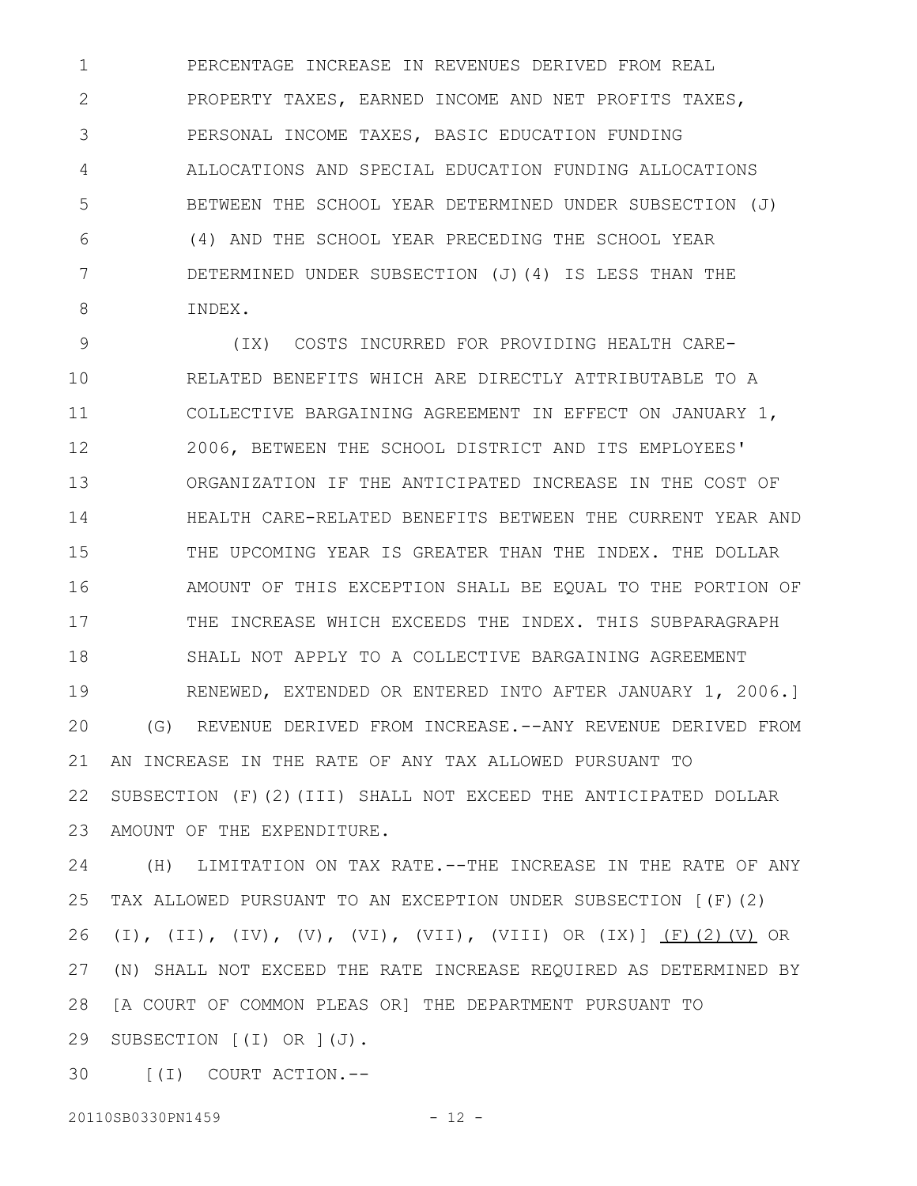PERCENTAGE INCREASE IN REVENUES DERIVED FROM REAL PROPERTY TAXES, EARNED INCOME AND NET PROFITS TAXES, PERSONAL INCOME TAXES, BASIC EDUCATION FUNDING ALLOCATIONS AND SPECIAL EDUCATION FUNDING ALLOCATIONS BETWEEN THE SCHOOL YEAR DETERMINED UNDER SUBSECTION (J)(4) AND THE SCHOOL YEAR PRECEDING THE SCHOOL YEAR DETERMINED UNDER SUBSECTION (J)(4) IS LESS THAN THE INDEX.

(IX) COSTS INCURRED FOR PROVIDING HEALTH CARE-RELATED BENEFITS WHICH ARE DIRECTLY ATTRIBUTABLE TO A COLLECTIVE BARGAINING AGREEMENT IN EFFECT ON JANUARY 1, 2006, BETWEEN THE SCHOOL DISTRICT AND ITS EMPLOYEES' ORGANIZATION IF THE ANTICIPATED INCREASE IN THE COST OF HEALTH CARE-RELATED BENEFITS BETWEEN THE CURRENT YEAR AND THE UPCOMING YEAR IS GREATER THAN THE INDEX. THE DOLLAR AMOUNT OF THIS EXCEPTION SHALL BE EQUAL TO THE PORTION OF THE INCREASE WHICH EXCEEDS THE INDEX. THIS SUBPARAGRAPH SHALL NOT APPLY TO A COLLECTIVE BARGAINING AGREEMENT RENEWED, EXTENDED OR ENTERED INTO AFTER JANUARY 1, 2006.]

(G) REVENUE DERIVED FROM INCREASE.--ANY REVENUE DERIVED FROM AN INCREASE IN THE RATE OF ANY TAX ALLOWED PURSUANT TO SUBSECTION (F)(2)(III) SHALL NOT EXCEED THE ANTICIPATED DOLLAR AMOUNT OF THE EXPENDITURE.

(H) LIMITATION ON TAX RATE.--THE INCREASE IN THE RATE OF ANY TAX ALLOWED PURSUANT TO AN EXCEPTION UNDER SUBSECTION [(F)(2)(I), (II), (IV), (V), (VI), (VII), (VIII) OR (IX)] <u>(F)(2)(V)</u> OR (N) SHALL NOT EXCEED THE RATE INCREASE REQUIRED AS DETERMINED BY [A COURT OF COMMON PLEAS OR] THE DEPARTMENT PURSUANT TO SUBSECTION [(I) OR ](J).

[(I) COURT ACTION.--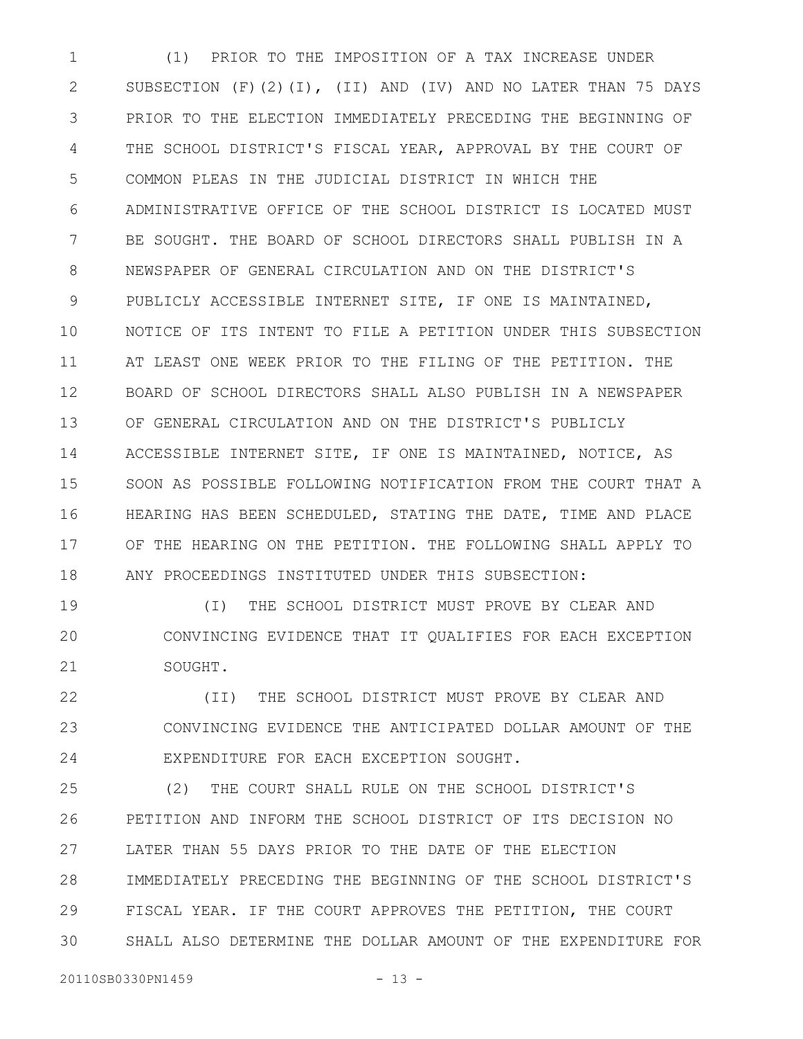(1) PRIOR TO THE IMPOSITION OF A TAX INCREASE UNDER SUBSECTION (F)(2)(I), (II) AND (IV) AND NO LATER THAN 75 DAYS PRIOR TO THE ELECTION IMMEDIATELY PRECEDING THE BEGINNING OF THE SCHOOL DISTRICT'S FISCAL YEAR, APPROVAL BY THE COURT OF COMMON PLEAS IN THE JUDICIAL DISTRICT IN WHICH THE ADMINISTRATIVE OFFICE OF THE SCHOOL DISTRICT IS LOCATED MUST BE SOUGHT. THE BOARD OF SCHOOL DIRECTORS SHALL PUBLISH IN A NEWSPAPER OF GENERAL CIRCULATION AND ON THE DISTRICT'S PUBLICLY ACCESSIBLE INTERNET SITE, IF ONE IS MAINTAINED, NOTICE OF ITS INTENT TO FILE A PETITION UNDER THIS SUBSECTION AT LEAST ONE WEEK PRIOR TO THE FILING OF THE PETITION. THE BOARD OF SCHOOL DIRECTORS SHALL ALSO PUBLISH IN A NEWSPAPER OF GENERAL CIRCULATION AND ON THE DISTRICT'S PUBLICLY ACCESSIBLE INTERNET SITE, IF ONE IS MAINTAINED, NOTICE, AS SOON AS POSSIBLE FOLLOWING NOTIFICATION FROM THE COURT THAT A HEARING HAS BEEN SCHEDULED, STATING THE DATE, TIME AND PLACE OF THE HEARING ON THE PETITION. THE FOLLOWING SHALL APPLY TO ANY PROCEEDINGS INSTITUTED UNDER THIS SUBSECTION:

(I) THE SCHOOL DISTRICT MUST PROVE BY CLEAR AND CONVINCING EVIDENCE THAT IT QUALIFIES FOR EACH EXCEPTION SOUGHT.

(II) THE SCHOOL DISTRICT MUST PROVE BY CLEAR AND CONVINCING EVIDENCE THE ANTICIPATED DOLLAR AMOUNT OF THE EXPENDITURE FOR EACH EXCEPTION SOUGHT.

(2) THE COURT SHALL RULE ON THE SCHOOL DISTRICT'S PETITION AND INFORM THE SCHOOL DISTRICT OF ITS DECISION NO LATER THAN 55 DAYS PRIOR TO THE DATE OF THE ELECTION IMMEDIATELY PRECEDING THE BEGINNING OF THE SCHOOL DISTRICT'S FISCAL YEAR. IF THE COURT APPROVES THE PETITION, THE COURT SHALL ALSO DETERMINE THE DOLLAR AMOUNT OF THE EXPENDITURE FOR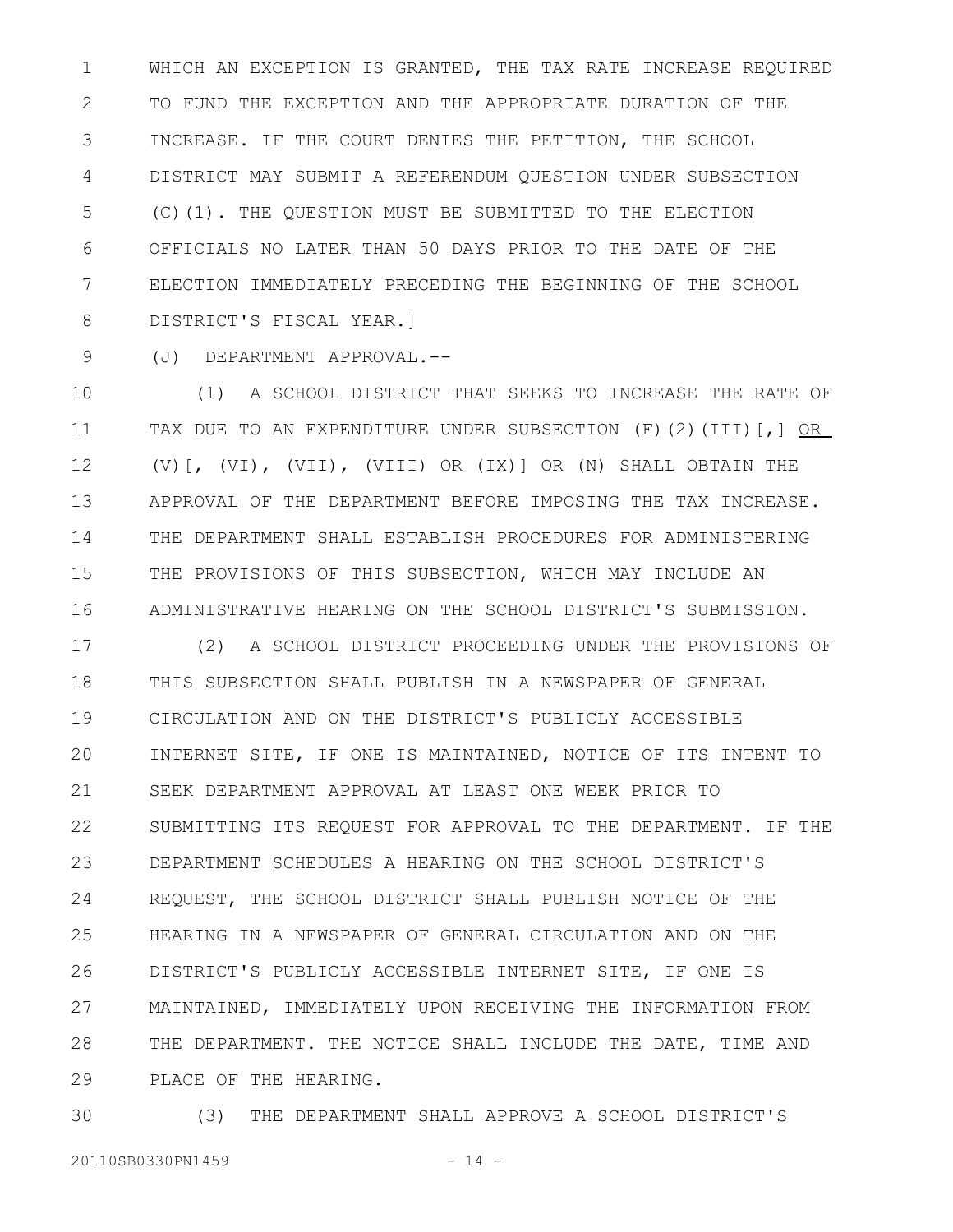WHICH AN EXCEPTION IS GRANTED, THE TAX RATE INCREASE REQUIRED TO FUND THE EXCEPTION AND THE APPROPRIATE DURATION OF THE INCREASE. IF THE COURT DENIES THE PETITION, THE SCHOOL DISTRICT MAY SUBMIT A REFERENDUM QUESTION UNDER SUBSECTION (C)(1). THE QUESTION MUST BE SUBMITTED TO THE ELECTION OFFICIALS NO LATER THAN 50 DAYS PRIOR TO THE DATE OF THE ELECTION IMMEDIATELY PRECEDING THE BEGINNING OF THE SCHOOL DISTRICT'S FISCAL YEAR.]

(J) DEPARTMENT APPROVAL.--

(1) A SCHOOL DISTRICT THAT SEEKS TO INCREASE THE RATE OF TAX DUE TO AN EXPENDITURE UNDER SUBSECTION (F)(2)(III)[,] OR (V)[, (VI), (VII), (VIII) OR (IX)] OR (N) SHALL OBTAIN THE APPROVAL OF THE DEPARTMENT BEFORE IMPOSING THE TAX INCREASE. THE DEPARTMENT SHALL ESTABLISH PROCEDURES FOR ADMINISTERING THE PROVISIONS OF THIS SUBSECTION, WHICH MAY INCLUDE AN ADMINISTRATIVE HEARING ON THE SCHOOL DISTRICT'S SUBMISSION.

(2) A SCHOOL DISTRICT PROCEEDING UNDER THE PROVISIONS OF THIS SUBSECTION SHALL PUBLISH IN A NEWSPAPER OF GENERAL CIRCULATION AND ON THE DISTRICT'S PUBLICLY ACCESSIBLE INTERNET SITE, IF ONE IS MAINTAINED, NOTICE OF ITS INTENT TO SEEK DEPARTMENT APPROVAL AT LEAST ONE WEEK PRIOR TO SUBMITTING ITS REQUEST FOR APPROVAL TO THE DEPARTMENT. IF THE DEPARTMENT SCHEDULES A HEARING ON THE SCHOOL DISTRICT'S REQUEST, THE SCHOOL DISTRICT SHALL PUBLISH NOTICE OF THE HEARING IN A NEWSPAPER OF GENERAL CIRCULATION AND ON THE DISTRICT'S PUBLICLY ACCESSIBLE INTERNET SITE, IF ONE IS MAINTAINED, IMMEDIATELY UPON RECEIVING THE INFORMATION FROM THE DEPARTMENT. THE NOTICE SHALL INCLUDE THE DATE, TIME AND PLACE OF THE HEARING.

(3) THE DEPARTMENT SHALL APPROVE A SCHOOL DISTRICT'S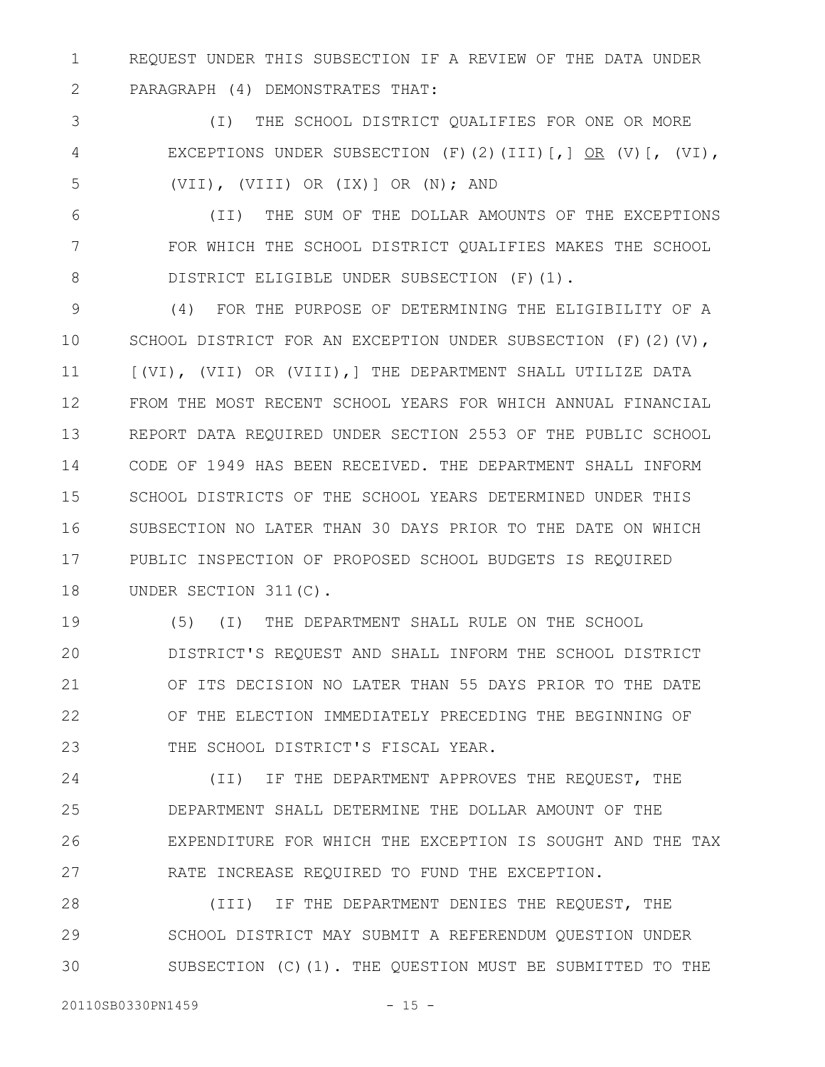REQUEST UNDER THIS SUBSECTION IF A REVIEW OF THE DATA UNDER PARAGRAPH (4) DEMONSTRATES THAT:

(I) THE SCHOOL DISTRICT QUALIFIES FOR ONE OR MORE EXCEPTIONS UNDER SUBSECTION (F)(2)(III)[,] <u>OR</u> (V)[, (VI), (VII), (VIII) OR (IX)] OR (N); AND

(II) THE SUM OF THE DOLLAR AMOUNTS OF THE EXCEPTIONS FOR WHICH THE SCHOOL DISTRICT QUALIFIES MAKES THE SCHOOL DISTRICT ELIGIBLE UNDER SUBSECTION (F)(1).

(4) FOR THE PURPOSE OF DETERMINING THE ELIGIBILITY OF A SCHOOL DISTRICT FOR AN EXCEPTION UNDER SUBSECTION (F)(2)(V), [(VI), (VII) OR (VIII),] THE DEPARTMENT SHALL UTILIZE DATA FROM THE MOST RECENT SCHOOL YEARS FOR WHICH ANNUAL FINANCIAL REPORT DATA REQUIRED UNDER SECTION 2553 OF THE PUBLIC SCHOOL CODE OF 1949 HAS BEEN RECEIVED. THE DEPARTMENT SHALL INFORM SCHOOL DISTRICTS OF THE SCHOOL YEARS DETERMINED UNDER THIS SUBSECTION NO LATER THAN 30 DAYS PRIOR TO THE DATE ON WHICH PUBLIC INSPECTION OF PROPOSED SCHOOL BUDGETS IS REQUIRED UNDER SECTION 311(C).

(5) (I) THE DEPARTMENT SHALL RULE ON THE SCHOOL DISTRICT'S REQUEST AND SHALL INFORM THE SCHOOL DISTRICT OF ITS DECISION NO LATER THAN 55 DAYS PRIOR TO THE DATE OF THE ELECTION IMMEDIATELY PRECEDING THE BEGINNING OF THE SCHOOL DISTRICT'S FISCAL YEAR.

(II) IF THE DEPARTMENT APPROVES THE REQUEST, THE DEPARTMENT SHALL DETERMINE THE DOLLAR AMOUNT OF THE EXPENDITURE FOR WHICH THE EXCEPTION IS SOUGHT AND THE TAX RATE INCREASE REQUIRED TO FUND THE EXCEPTION.

(III) IF THE DEPARTMENT DENIES THE REQUEST, THE SCHOOL DISTRICT MAY SUBMIT A REFERENDUM QUESTION UNDER SUBSECTION (C)(1). THE QUESTION MUST BE SUBMITTED TO THE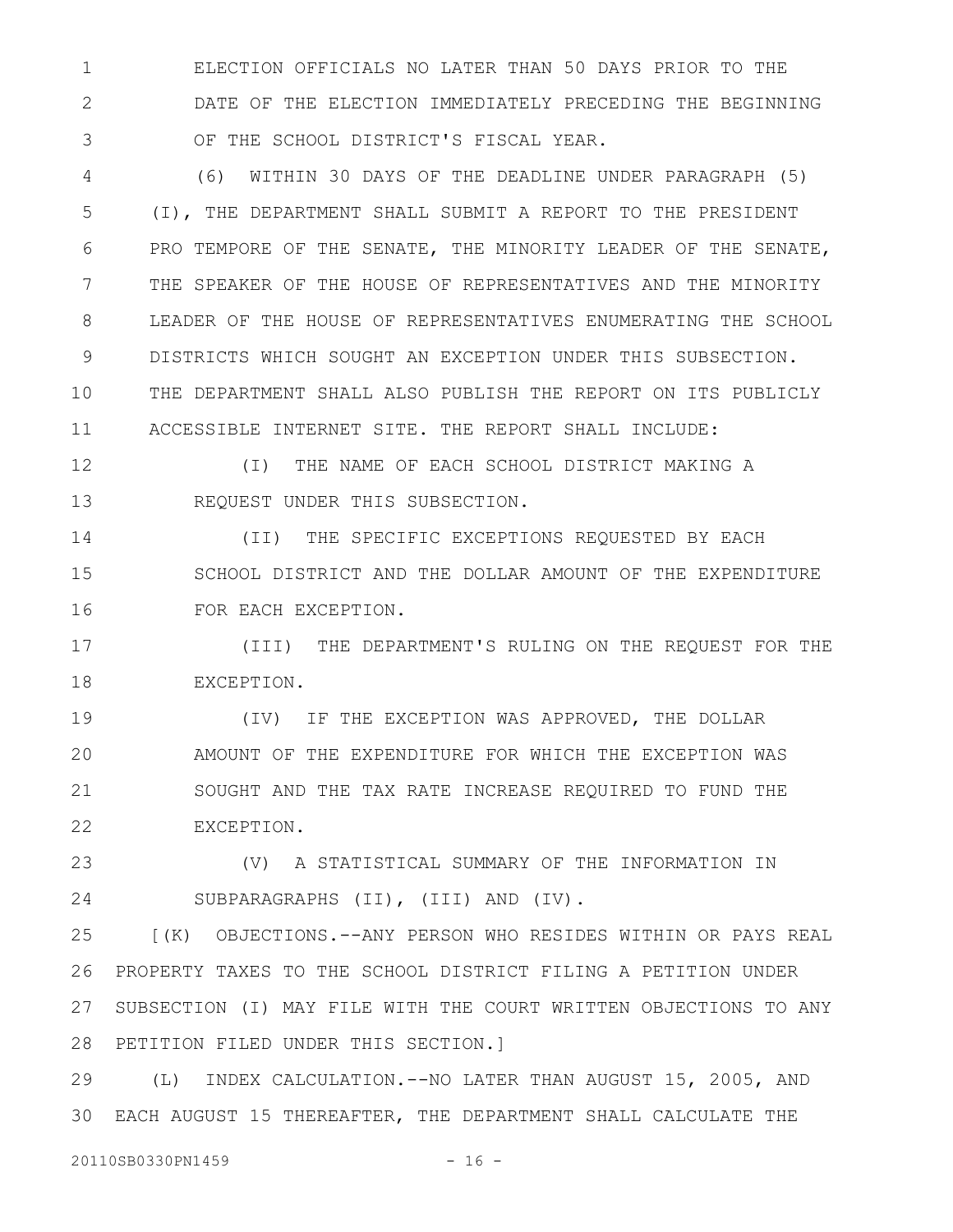ELECTION OFFICIALS NO LATER THAN 50 DAYS PRIOR TO THE DATE OF THE ELECTION IMMEDIATELY PRECEDING THE BEGINNING OF THE SCHOOL DISTRICT'S FISCAL YEAR.

(6) WITHIN 30 DAYS OF THE DEADLINE UNDER PARAGRAPH (5)(I), THE DEPARTMENT SHALL SUBMIT A REPORT TO THE PRESIDENT PRO TEMPORE OF THE SENATE, THE MINORITY LEADER OF THE SENATE, THE SPEAKER OF THE HOUSE OF REPRESENTATIVES AND THE MINORITY LEADER OF THE HOUSE OF REPRESENTATIVES ENUMERATING THE SCHOOL DISTRICTS WHICH SOUGHT AN EXCEPTION UNDER THIS SUBSECTION. THE DEPARTMENT SHALL ALSO PUBLISH THE REPORT ON ITS PUBLICLY ACCESSIBLE INTERNET SITE. THE REPORT SHALL INCLUDE:

(I) THE NAME OF EACH SCHOOL DISTRICT MAKING A REQUEST UNDER THIS SUBSECTION.

(II) THE SPECIFIC EXCEPTIONS REQUESTED BY EACH SCHOOL DISTRICT AND THE DOLLAR AMOUNT OF THE EXPENDITURE FOR EACH EXCEPTION.

(III) THE DEPARTMENT'S RULING ON THE REQUEST FOR THE EXCEPTION.

(IV) IF THE EXCEPTION WAS APPROVED, THE DOLLAR AMOUNT OF THE EXPENDITURE FOR WHICH THE EXCEPTION WAS SOUGHT AND THE TAX RATE INCREASE REQUIRED TO FUND THE EXCEPTION.

(V) A STATISTICAL SUMMARY OF THE INFORMATION IN SUBPARAGRAPHS (II), (III) AND (IV).

[(K) OBJECTIONS.--ANY PERSON WHO RESIDES WITHIN OR PAYS REAL PROPERTY TAXES TO THE SCHOOL DISTRICT FILING A PETITION UNDER SUBSECTION (I) MAY FILE WITH THE COURT WRITTEN OBJECTIONS TO ANY PETITION FILED UNDER THIS SECTION.]

(L) INDEX CALCULATION.--NO LATER THAN AUGUST 15, 2005, AND EACH AUGUST 15 THEREAFTER, THE DEPARTMENT SHALL CALCULATE THE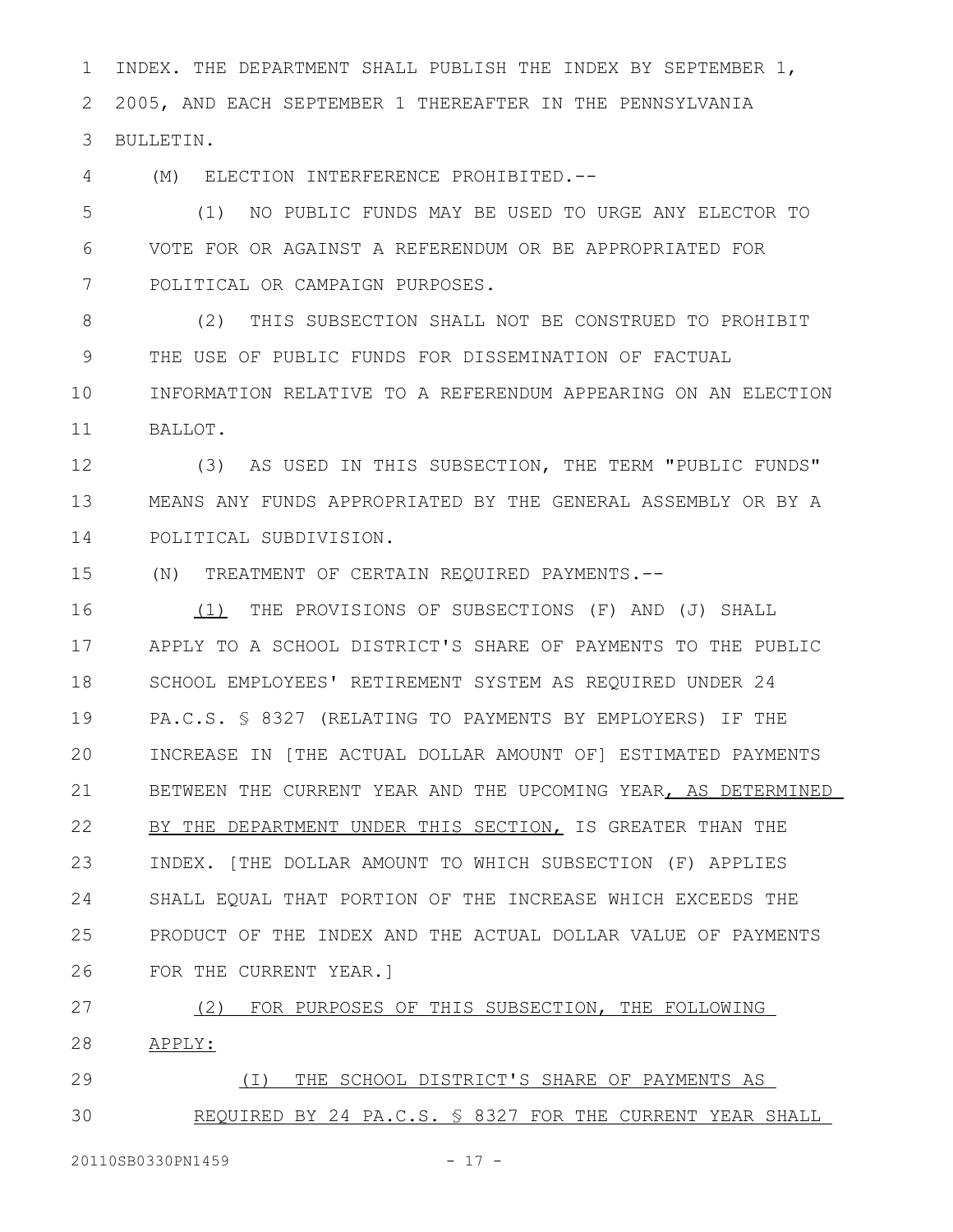INDEX. THE DEPARTMENT SHALL PUBLISH THE INDEX BY SEPTEMBER 1, 2005, AND EACH SEPTEMBER 1 THEREAFTER IN THE PENNSYLVANIA BULLETIN.

(M) ELECTION INTERFERENCE PROHIBITED.--

(1) NO PUBLIC FUNDS MAY BE USED TO URGE ANY ELECTOR TO VOTE FOR OR AGAINST A REFERENDUM OR BE APPROPRIATED FOR POLITICAL OR CAMPAIGN PURPOSES.

(2) THIS SUBSECTION SHALL NOT BE CONSTRUED TO PROHIBIT THE USE OF PUBLIC FUNDS FOR DISSEMINATION OF FACTUAL INFORMATION RELATIVE TO A REFERENDUM APPEARING ON AN ELECTION BALLOT.

(3) AS USED IN THIS SUBSECTION, THE TERM "PUBLIC FUNDS" MEANS ANY FUNDS APPROPRIATED BY THE GENERAL ASSEMBLY OR BY A POLITICAL SUBDIVISION.

(N) TREATMENT OF CERTAIN REQUIRED PAYMENTS.--

<u>(1)</u> THE PROVISIONS OF SUBSECTIONS (F) AND (J) SHALL APPLY TO A SCHOOL DISTRICT'S SHARE OF PAYMENTS TO THE PUBLIC SCHOOL EMPLOYEES' RETIREMENT SYSTEM AS REQUIRED UNDER 24 PA.C.S. § 8327 (RELATING TO PAYMENTS BY EMPLOYERS) IF THE INCREASE IN [THE ACTUAL DOLLAR AMOUNT OF] ESTIMATED PAYMENTS BETWEEN THE CURRENT YEAR AND THE UPCOMING YEAR<u>, AS DETERMINED BY THE DEPARTMENT UNDER THIS SECTION,</u> IS GREATER THAN THE INDEX. [THE DOLLAR AMOUNT TO WHICH SUBSECTION (F) APPLIES SHALL EQUAL THAT PORTION OF THE INCREASE WHICH EXCEEDS THE PRODUCT OF THE INDEX AND THE ACTUAL DOLLAR VALUE OF PAYMENTS FOR THE CURRENT YEAR.]

<u>(2) FOR PURPOSES OF THIS SUBSECTION, THE FOLLOWING APPLY:</u>

<u>(I) THE SCHOOL DISTRICT'S SHARE OF PAYMENTS AS REQUIRED BY 24 PA.C.S. § 8327 FOR THE CURRENT YEAR SHALL</u>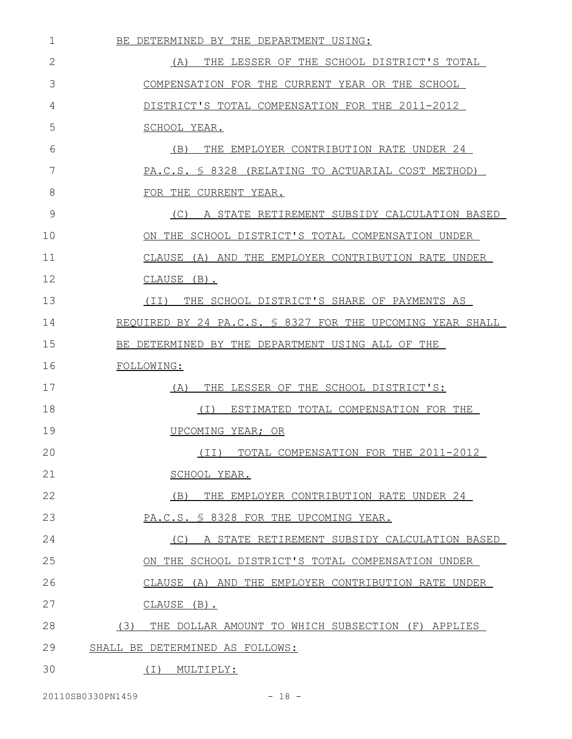BE DETERMINED BY THE DEPARTMENT USING:

(A) THE LESSER OF THE SCHOOL DISTRICT'S TOTAL COMPENSATION FOR THE CURRENT YEAR OR THE SCHOOL DISTRICT'S TOTAL COMPENSATION FOR THE 2011-2012 SCHOOL YEAR.

(B) THE EMPLOYER CONTRIBUTION RATE UNDER 24 PA.C.S. § 8328 (RELATING TO ACTUARIAL COST METHOD) FOR THE CURRENT YEAR.

(C) A STATE RETIREMENT SUBSIDY CALCULATION BASED ON THE SCHOOL DISTRICT'S TOTAL COMPENSATION UNDER CLAUSE (A) AND THE EMPLOYER CONTRIBUTION RATE UNDER CLAUSE (B).

(II) THE SCHOOL DISTRICT'S SHARE OF PAYMENTS AS REQUIRED BY 24 PA.C.S. § 8327 FOR THE UPCOMING YEAR SHALL BE DETERMINED BY THE DEPARTMENT USING ALL OF THE FOLLOWING:

(A) THE LESSER OF THE SCHOOL DISTRICT'S:

(I) ESTIMATED TOTAL COMPENSATION FOR THE UPCOMING YEAR; OR

(II) TOTAL COMPENSATION FOR THE 2011-2012 SCHOOL YEAR.

(B) THE EMPLOYER CONTRIBUTION RATE UNDER 24 PA.C.S. § 8328 FOR THE UPCOMING YEAR.

(C) A STATE RETIREMENT SUBSIDY CALCULATION BASED ON THE SCHOOL DISTRICT'S TOTAL COMPENSATION UNDER CLAUSE (A) AND THE EMPLOYER CONTRIBUTION RATE UNDER CLAUSE (B).

(3) THE DOLLAR AMOUNT TO WHICH SUBSECTION (F) APPLIES SHALL BE DETERMINED AS FOLLOWS:

(I) MULTIPLY: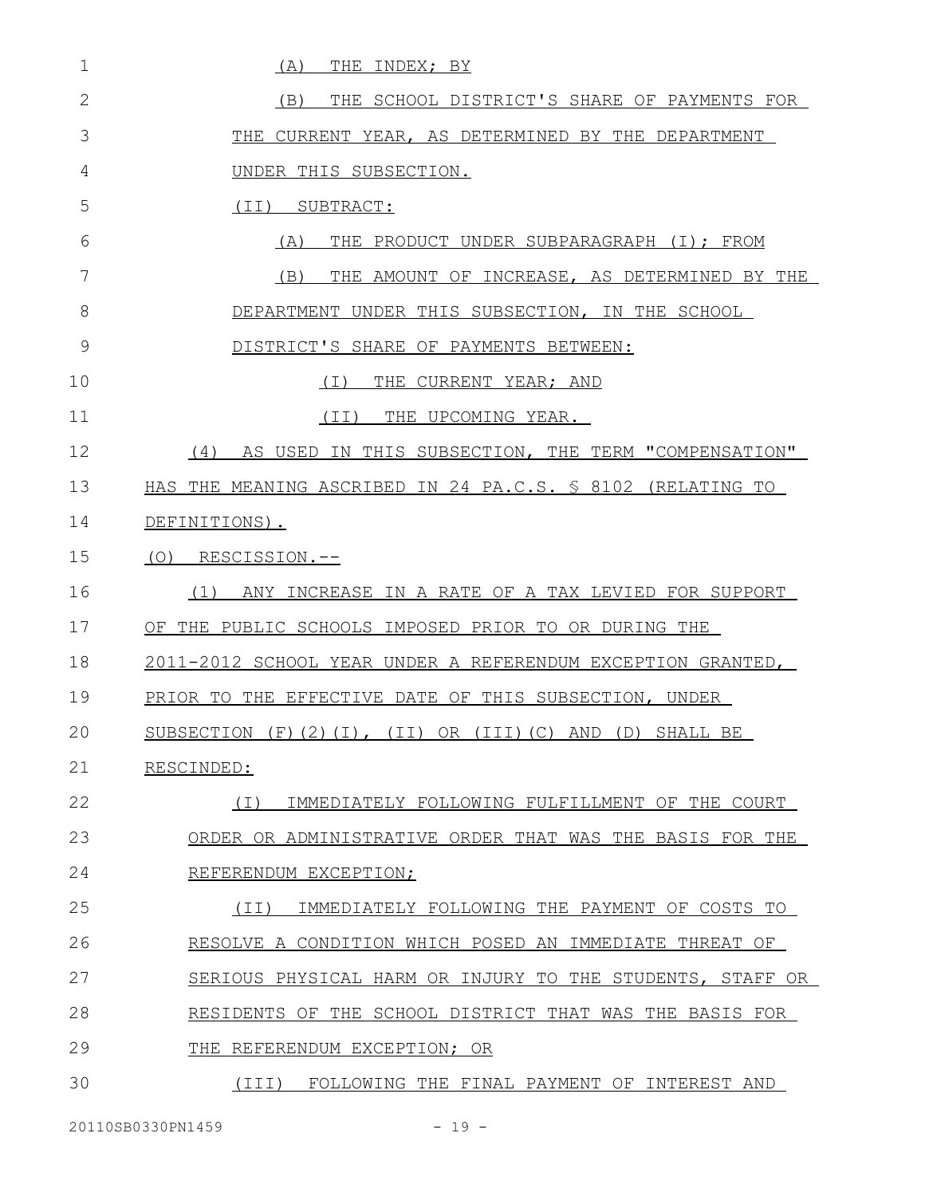(A) THE INDEX; BY

(B) THE SCHOOL DISTRICT'S SHARE OF PAYMENTS FOR THE CURRENT YEAR, AS DETERMINED BY THE DEPARTMENT UNDER THIS SUBSECTION.

(II) SUBTRACT:

(A) THE PRODUCT UNDER SUBPARAGRAPH (I); FROM

(B) THE AMOUNT OF INCREASE, AS DETERMINED BY THE DEPARTMENT UNDER THIS SUBSECTION, IN THE SCHOOL DISTRICT'S SHARE OF PAYMENTS BETWEEN:

(I) THE CURRENT YEAR; AND

(II) THE UPCOMING YEAR.

(4) AS USED IN THIS SUBSECTION, THE TERM "COMPENSATION" HAS THE MEANING ASCRIBED IN 24 PA.C.S. § 8102 (RELATING TO DEFINITIONS).

(O) RESCISSION.--

(1) ANY INCREASE IN A RATE OF A TAX LEVIED FOR SUPPORT OF THE PUBLIC SCHOOLS IMPOSED PRIOR TO OR DURING THE 2011-2012 SCHOOL YEAR UNDER A REFERENDUM EXCEPTION GRANTED, PRIOR TO THE EFFECTIVE DATE OF THIS SUBSECTION, UNDER SUBSECTION (F)(2)(I), (II) OR (III)(C) AND (D) SHALL BE RESCINDED:

(I) IMMEDIATELY FOLLOWING FULFILLMENT OF THE COURT ORDER OR ADMINISTRATIVE ORDER THAT WAS THE BASIS FOR THE REFERENDUM EXCEPTION;

(II) IMMEDIATELY FOLLOWING THE PAYMENT OF COSTS TO RESOLVE A CONDITION WHICH POSED AN IMMEDIATE THREAT OF SERIOUS PHYSICAL HARM OR INJURY TO THE STUDENTS, STAFF OR RESIDENTS OF THE SCHOOL DISTRICT THAT WAS THE BASIS FOR THE REFERENDUM EXCEPTION; OR

(III) FOLLOWING THE FINAL PAYMENT OF INTEREST AND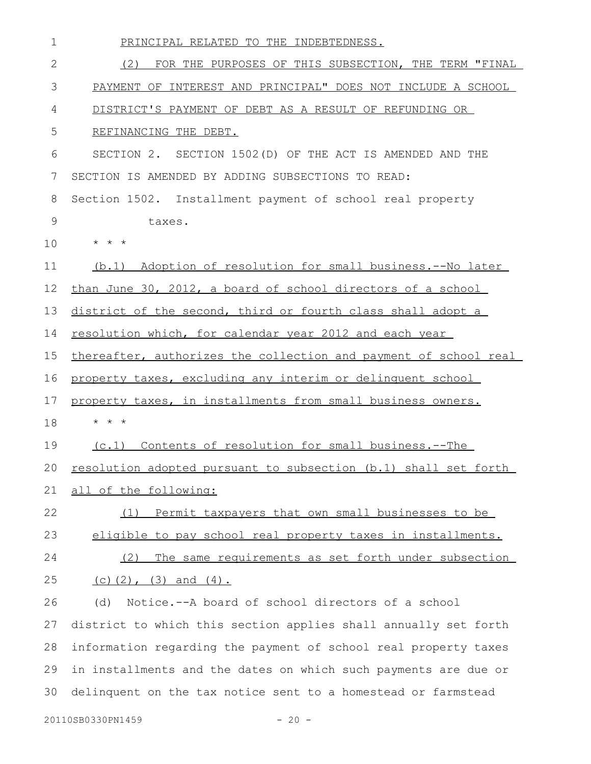PRINCIPAL RELATED TO THE INDEBTEDNESS.

(2) FOR THE PURPOSES OF THIS SUBSECTION, THE TERM "FINAL PAYMENT OF INTEREST AND PRINCIPAL" DOES NOT INCLUDE A SCHOOL DISTRICT'S PAYMENT OF DEBT AS A RESULT OF REFUNDING OR REFINANCING THE DEBT.

SECTION 2. SECTION 1502(D) OF THE ACT IS AMENDED AND THE SECTION IS AMENDED BY ADDING SUBSECTIONS TO READ:

Section 1502. Installment payment of school real property taxes.

* * *

(b.1) Adoption of resolution for small business.--No later than June 30, 2012, a board of school directors of a school district of the second, third or fourth class shall adopt a resolution which, for calendar year 2012 and each year thereafter, authorizes the collection and payment of school real property taxes, excluding any interim or delinquent school property taxes, in installments from small business owners.

* * *

(c.1) Contents of resolution for small business.--The resolution adopted pursuant to subsection (b.1) shall set forth all of the following:

(1) Permit taxpayers that own small businesses to be eligible to pay school real property taxes in installments.

(2) The same requirements as set forth under subsection (c)(2), (3) and (4).

(d) Notice.--A board of school directors of a school district to which this section applies shall annually set forth information regarding the payment of school real property taxes in installments and the dates on which such payments are due or delinquent on the tax notice sent to a homestead or farmstead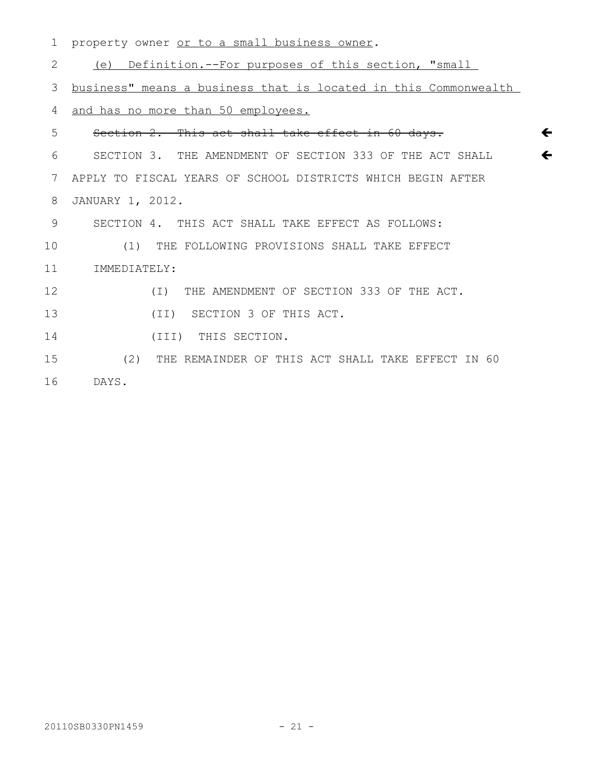property owner <u>or to a small business owner</u>.

<u>(e) Definition.--For purposes of this section, "small business" means a business that is located in this Commonwealth and has no more than 50 employees.</u>

~~Section 2. This act shall take effect in 60 days.~~

SECTION 3. THE AMENDMENT OF SECTION 333 OF THE ACT SHALL APPLY TO FISCAL YEARS OF SCHOOL DISTRICTS WHICH BEGIN AFTER JANUARY 1, 2012.

SECTION 4. THIS ACT SHALL TAKE EFFECT AS FOLLOWS:

(1) THE FOLLOWING PROVISIONS SHALL TAKE EFFECT IMMEDIATELY:

(I) THE AMENDMENT OF SECTION 333 OF THE ACT.

(II) SECTION 3 OF THIS ACT.

(III) THIS SECTION.

(2) THE REMAINDER OF THIS ACT SHALL TAKE EFFECT IN 60 DAYS.